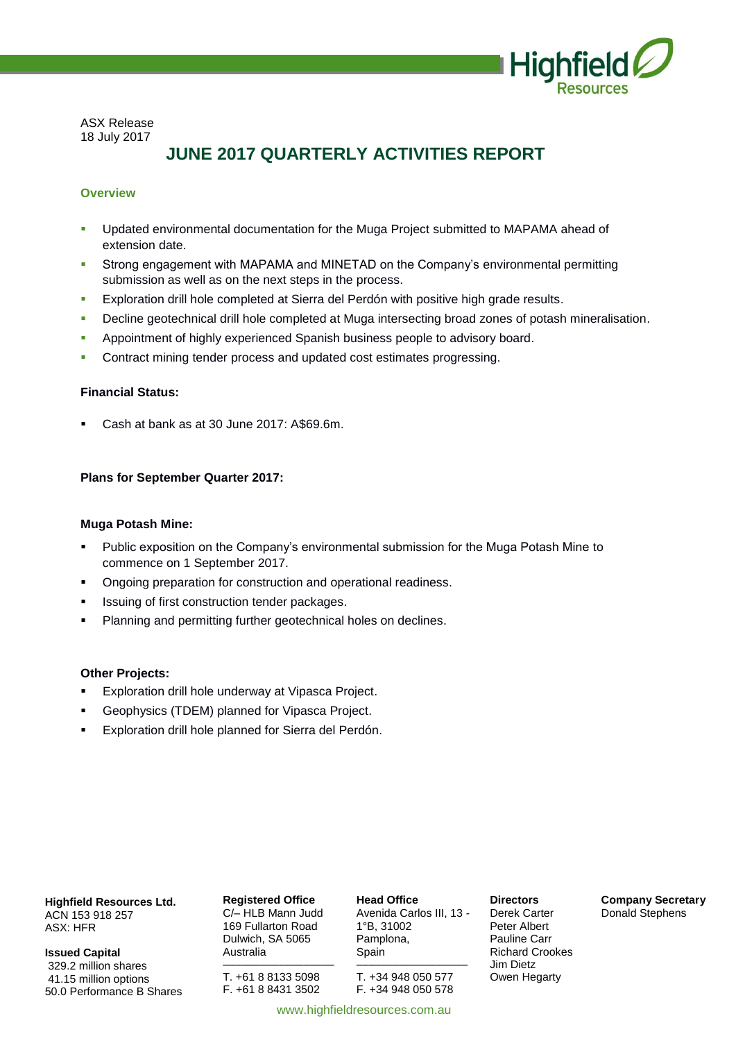ASX Release
18 July 2017

# JUNE 2017 QUARTERLY ACTIVITIES REPORT

### Overview

- Updated environmental documentation for the Muga Project submitted to MAPAMA ahead of extension date.
- Strong engagement with MAPAMA and MINETAD on the Company's environmental permitting submission as well as on the next steps in the process.
- Exploration drill hole completed at Sierra del Perdón with positive high grade results.
- Decline geotechnical drill hole completed at Muga intersecting broad zones of potash mineralisation.
- Appointment of highly experienced Spanish business people to advisory board.
- Contract mining tender process and updated cost estimates progressing.

**Financial Status:**

- Cash at bank as at 30 June 2017: A$69.6m.

**Plans for September Quarter 2017:**

**Muga Potash Mine:**

- Public exposition on the Company's environmental submission for the Muga Potash Mine to commence on 1 September 2017.
- Ongoing preparation for construction and operational readiness.
- Issuing of first construction tender packages.
- Planning and permitting further geotechnical holes on declines.

**Other Projects:**

- Exploration drill hole underway at Vipasca Project.
- Geophysics (TDEM) planned for Vipasca Project.
- Exploration drill hole planned for Sierra del Perdón.

**Highfield Resources Ltd.**
ACN 153 918 257
ASX: HFR

**Issued Capital**
329.2 million shares
41.15 million options
50.0 Performance B Shares

**Registered Office**
C/– HLB Mann Judd
169 Fullarton Road
Dulwich, SA 5065
Australia

T. +61 8 8133 5098
F. +61 8 8431 3502

**Head Office**
Avenida Carlos III, 13 - 1°B, 31002
Pamplona,
Spain

T. +34 948 050 577
F. +34 948 050 578

**Directors**
Derek Carter
Peter Albert
Pauline Carr
Richard Crookes
Jim Dietz
Owen Hegarty

**Company Secretary**
Donald Stephens

www.highfieldresources.com.au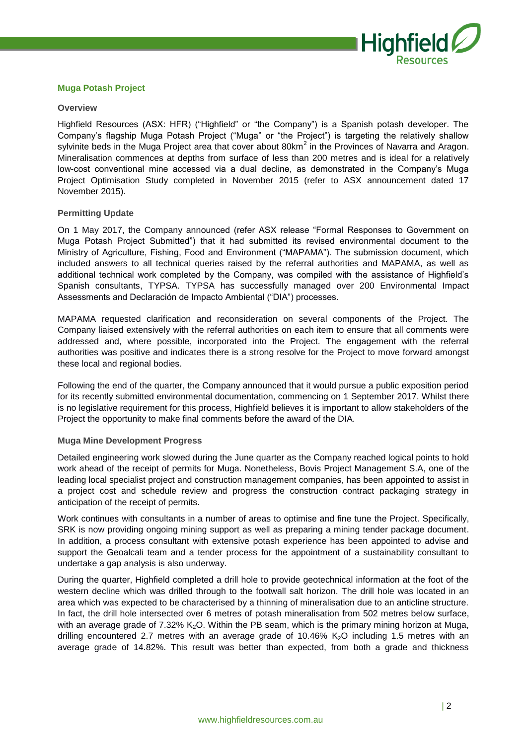## Muga Potash Project

### Overview

Highfield Resources (ASX: HFR) ("Highfield" or "the Company") is a Spanish potash developer. The Company's flagship Muga Potash Project ("Muga" or "the Project") is targeting the relatively shallow sylvinite beds in the Muga Project area that cover about 80km$^2$ in the Provinces of Navarra and Aragon. Mineralisation commences at depths from surface of less than 200 metres and is ideal for a relatively low-cost conventional mine accessed via a dual decline, as demonstrated in the Company's Muga Project Optimisation Study completed in November 2015 (refer to ASX announcement dated 17 November 2015).

### Permitting Update

On 1 May 2017, the Company announced (refer ASX release "Formal Responses to Government on Muga Potash Project Submitted") that it had submitted its revised environmental document to the Ministry of Agriculture, Fishing, Food and Environment ("MAPAMA"). The submission document, which included answers to all technical queries raised by the referral authorities and MAPAMA, as well as additional technical work completed by the Company, was compiled with the assistance of Highfield's Spanish consultants, TYPSA. TYPSA has successfully managed over 200 Environmental Impact Assessments and Declaración de Impacto Ambiental ("DIA") processes.

MAPAMA requested clarification and reconsideration on several components of the Project. The Company liaised extensively with the referral authorities on each item to ensure that all comments were addressed and, where possible, incorporated into the Project. The engagement with the referral authorities was positive and indicates there is a strong resolve for the Project to move forward amongst these local and regional bodies.

Following the end of the quarter, the Company announced that it would pursue a public exposition period for its recently submitted environmental documentation, commencing on 1 September 2017. Whilst there is no legislative requirement for this process, Highfield believes it is important to allow stakeholders of the Project the opportunity to make final comments before the award of the DIA.

### Muga Mine Development Progress

Detailed engineering work slowed during the June quarter as the Company reached logical points to hold work ahead of the receipt of permits for Muga. Nonetheless, Bovis Project Management S.A, one of the leading local specialist project and construction management companies, has been appointed to assist in a project cost and schedule review and progress the construction contract packaging strategy in anticipation of the receipt of permits.

Work continues with consultants in a number of areas to optimise and fine tune the Project. Specifically, SRK is now providing ongoing mining support as well as preparing a mining tender package document. In addition, a process consultant with extensive potash experience has been appointed to advise and support the Geoalcali team and a tender process for the appointment of a sustainability consultant to undertake a gap analysis is also underway.

During the quarter, Highfield completed a drill hole to provide geotechnical information at the foot of the western decline which was drilled through to the footwall salt horizon. The drill hole was located in an area which was expected to be characterised by a thinning of mineralisation due to an anticline structure. In fact, the drill hole intersected over 6 metres of potash mineralisation from 502 metres below surface, with an average grade of 7.32% $K_2O$. Within the PB seam, which is the primary mining horizon at Muga, drilling encountered 2.7 metres with an average grade of 10.46% $K_2O$ including 1.5 metres with an average grade of 14.82%. This result was better than expected, from both a grade and thickness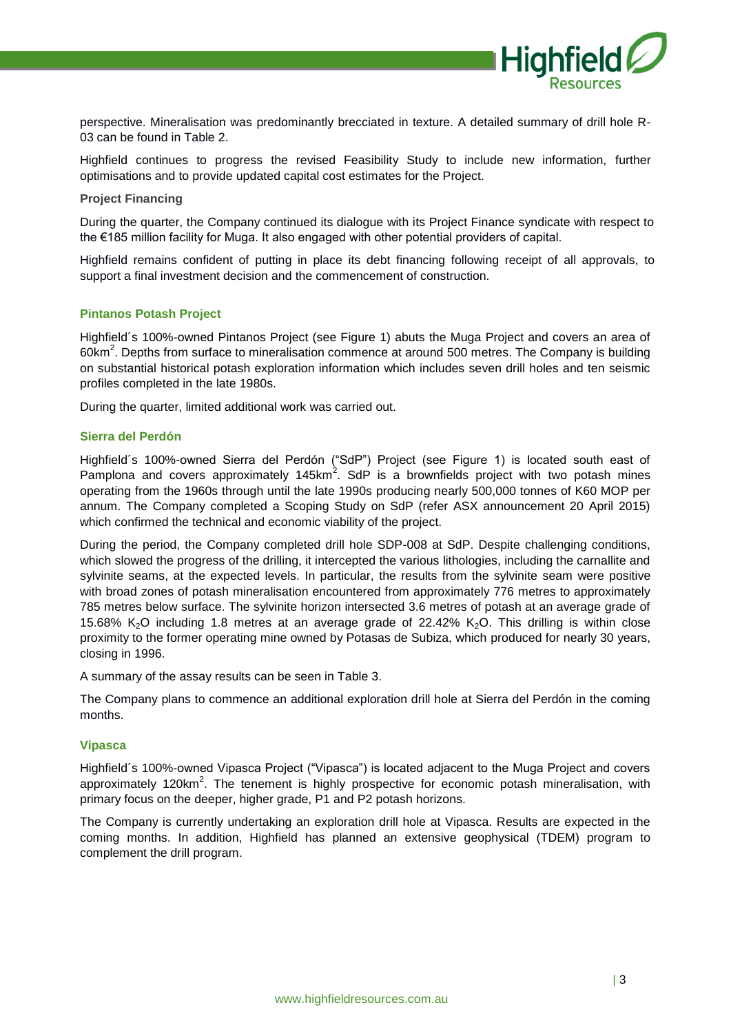perspective. Mineralisation was predominantly brecciated in texture. A detailed summary of drill hole R-03 can be found in Table 2.

Highfield continues to progress the revised Feasibility Study to include new information, further optimisations and to provide updated capital cost estimates for the Project.

**Project Financing**

During the quarter, the Company continued its dialogue with its Project Finance syndicate with respect to the €185 million facility for Muga. It also engaged with other potential providers of capital.

Highfield remains confident of putting in place its debt financing following receipt of all approvals, to support a final investment decision and the commencement of construction.

### Pintanos Potash Project

Highfield´s 100%-owned Pintanos Project (see Figure 1) abuts the Muga Project and covers an area of 60km$^2$. Depths from surface to mineralisation commence at around 500 metres. The Company is building on substantial historical potash exploration information which includes seven drill holes and ten seismic profiles completed in the late 1980s.

During the quarter, limited additional work was carried out.

### Sierra del Perdón

Highfield´s 100%-owned Sierra del Perdón ("SdP") Project (see Figure 1) is located south east of Pamplona and covers approximately 145km$^2$. SdP is a brownfields project with two potash mines operating from the 1960s through until the late 1990s producing nearly 500,000 tonnes of K60 MOP per annum. The Company completed a Scoping Study on SdP (refer ASX announcement 20 April 2015) which confirmed the technical and economic viability of the project.

During the period, the Company completed drill hole SDP-008 at SdP. Despite challenging conditions, which slowed the progress of the drilling, it intercepted the various lithologies, including the carnallite and sylvinite seams, at the expected levels. In particular, the results from the sylvinite seam were positive with broad zones of potash mineralisation encountered from approximately 776 metres to approximately 785 metres below surface. The sylvinite horizon intersected 3.6 metres of potash at an average grade of 15.68% $K_2O$ including 1.8 metres at an average grade of 22.42% $K_2O$. This drilling is within close proximity to the former operating mine owned by Potasas de Subiza, which produced for nearly 30 years, closing in 1996.

A summary of the assay results can be seen in Table 3.

The Company plans to commence an additional exploration drill hole at Sierra del Perdón in the coming months.

### Vipasca

Highfield´s 100%-owned Vipasca Project ("Vipasca") is located adjacent to the Muga Project and covers approximately 120km$^2$. The tenement is highly prospective for economic potash mineralisation, with primary focus on the deeper, higher grade, P1 and P2 potash horizons.

The Company is currently undertaking an exploration drill hole at Vipasca. Results are expected in the coming months. In addition, Highfield has planned an extensive geophysical (TDEM) program to complement the drill program.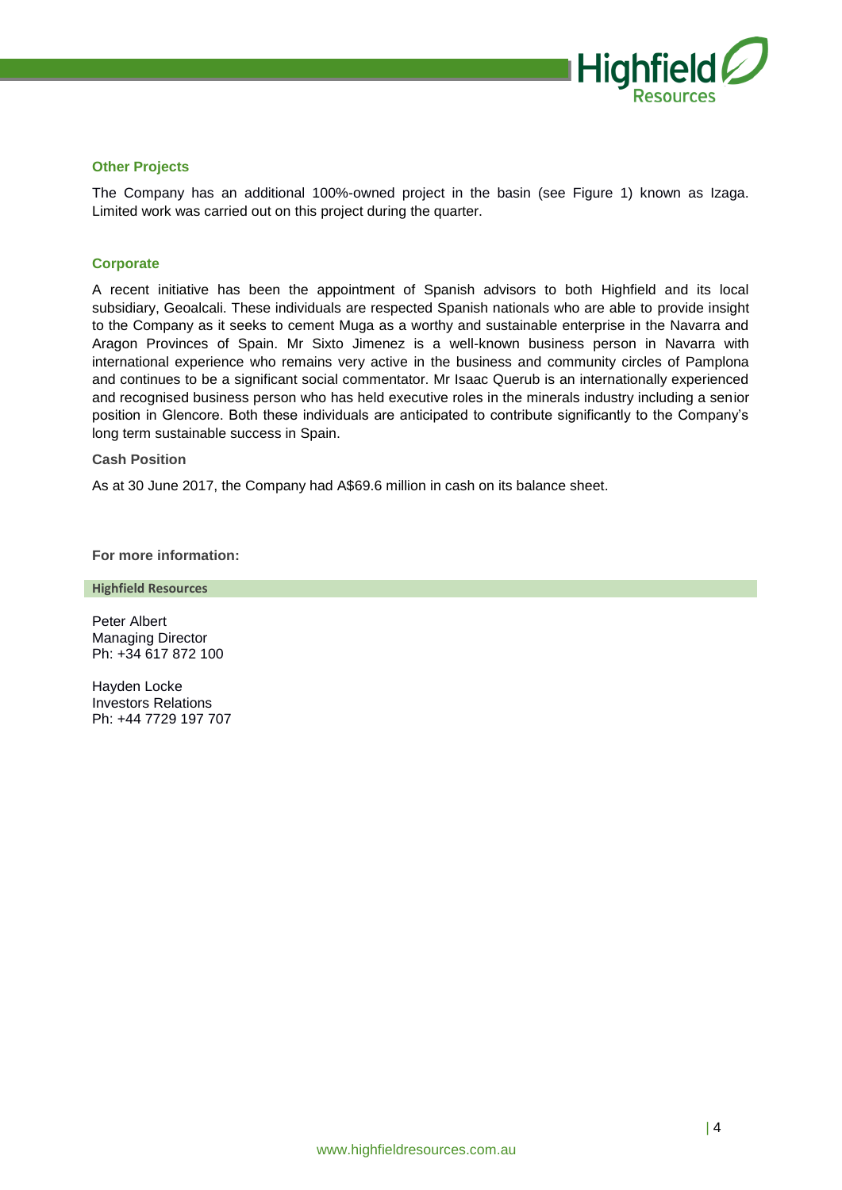## Other Projects

The Company has an additional 100%-owned project in the basin (see Figure 1) known as Izaga. Limited work was carried out on this project during the quarter.

## Corporate

A recent initiative has been the appointment of Spanish advisors to both Highfield and its local subsidiary, Geoalcali. These individuals are respected Spanish nationals who are able to provide insight to the Company as it seeks to cement Muga as a worthy and sustainable enterprise in the Navarra and Aragon Provinces of Spain. Mr Sixto Jimenez is a well-known business person in Navarra with international experience who remains very active in the business and community circles of Pamplona and continues to be a significant social commentator. Mr Isaac Querub is an internationally experienced and recognised business person who has held executive roles in the minerals industry including a senior position in Glencore. Both these individuals are anticipated to contribute significantly to the Company's long term sustainable success in Spain.

### Cash Position

As at 30 June 2017, the Company had A$69.6 million in cash on its balance sheet.

**For more information:**

**Highfield Resources**

Peter Albert
Managing Director
Ph: +34 617 872 100

Hayden Locke
Investors Relations
Ph: +44 7729 197 707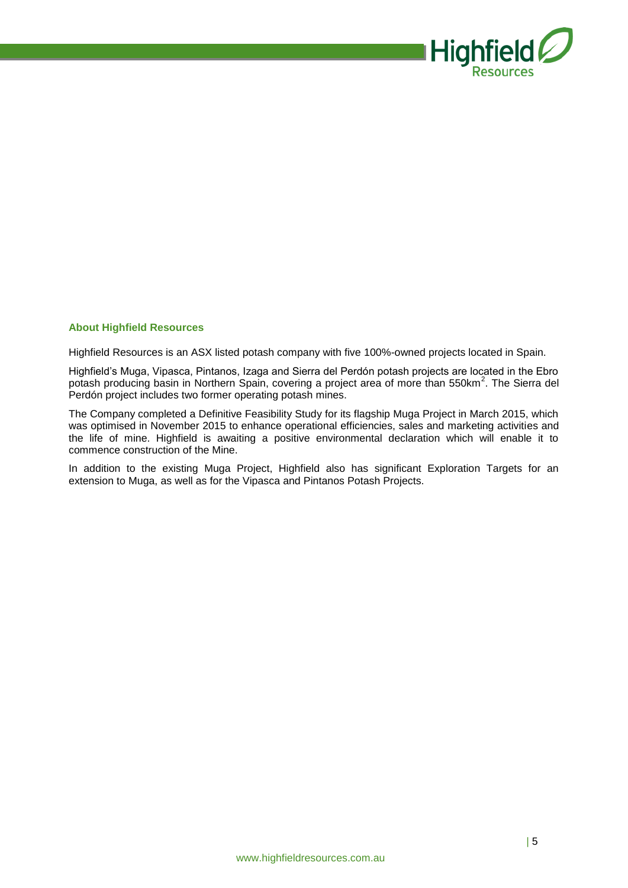### About Highfield Resources

Highfield Resources is an ASX listed potash company with five 100%-owned projects located in Spain.

Highfield's Muga, Vipasca, Pintanos, Izaga and Sierra del Perdón potash projects are located in the Ebro potash producing basin in Northern Spain, covering a project area of more than $550km^2$. The Sierra del Perdón project includes two former operating potash mines.

The Company completed a Definitive Feasibility Study for its flagship Muga Project in March 2015, which was optimised in November 2015 to enhance operational efficiencies, sales and marketing activities and the life of mine. Highfield is awaiting a positive environmental declaration which will enable it to commence construction of the Mine.

In addition to the existing Muga Project, Highfield also has significant Exploration Targets for an extension to Muga, as well as for the Vipasca and Pintanos Potash Projects.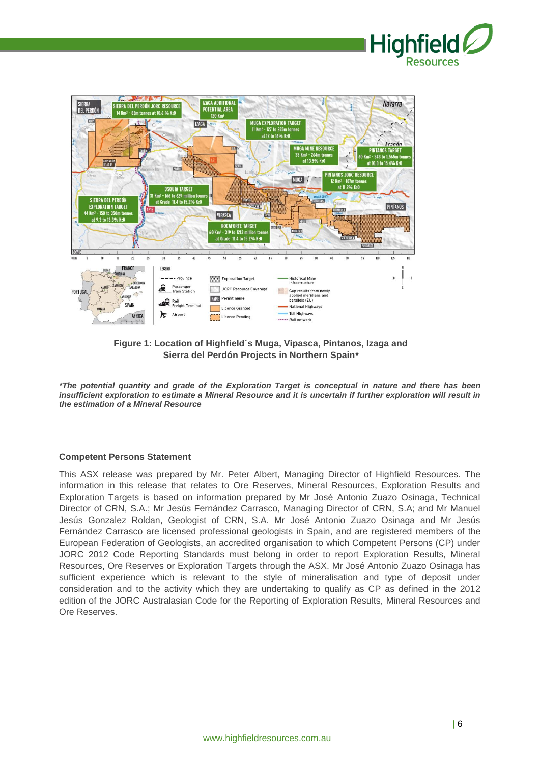**Figure 1: Location of Highfield´s Muga, Vipasca, Pintanos, Izaga and Sierra del Perdón Projects in Northern Spain***

***The potential quantity and grade of the Exploration Target is conceptual in nature and there has been insufficient exploration to estimate a Mineral Resource and it is uncertain if further exploration will result in the estimation of a Mineral Resource***

### Competent Persons Statement

This ASX release was prepared by Mr. Peter Albert, Managing Director of Highfield Resources. The information in this release that relates to Ore Reserves, Mineral Resources, Exploration Results and Exploration Targets is based on information prepared by Mr José Antonio Zuazo Osinaga, Technical Director of CRN, S.A.; Mr Jesús Fernández Carrasco, Managing Director of CRN, S.A; and Mr Manuel Jesús Gonzalez Roldan, Geologist of CRN, S.A. Mr José Antonio Zuazo Osinaga and Mr Jesús Fernández Carrasco are licensed professional geologists in Spain, and are registered members of the European Federation of Geologists, an accredited organisation to which Competent Persons (CP) under JORC 2012 Code Reporting Standards must belong in order to report Exploration Results, Mineral Resources, Ore Reserves or Exploration Targets through the ASX. Mr José Antonio Zuazo Osinaga has sufficient experience which is relevant to the style of mineralisation and type of deposit under consideration and to the activity which they are undertaking to qualify as CP as defined in the 2012 edition of the JORC Australasian Code for the Reporting of Exploration Results, Mineral Resources and Ore Reserves.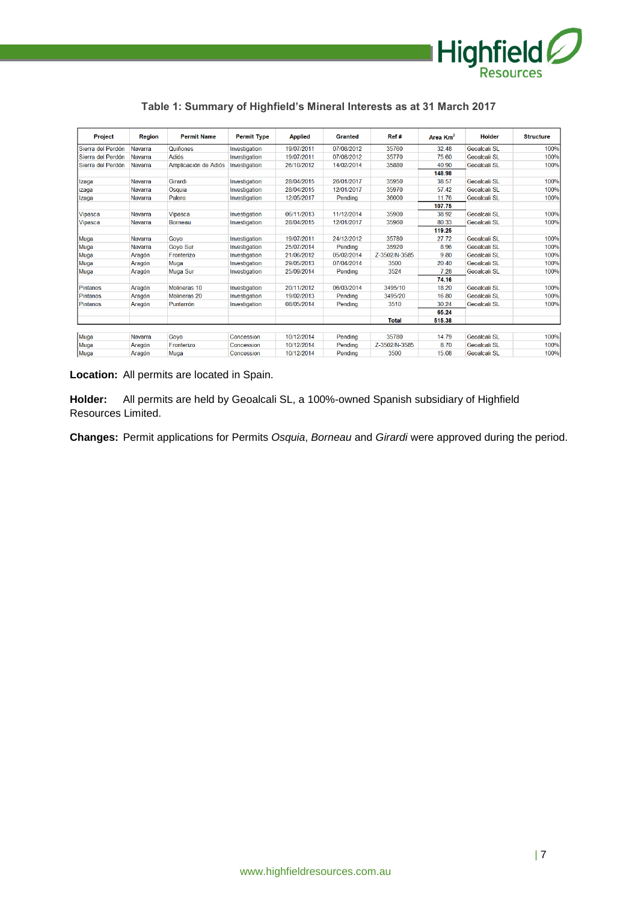## Table 1: Summary of Highfield's Mineral Interests as at 31 March 2017

| Project | Region | Permit Name | Permit Type | Applied | Granted | Ref # | Area $Km^2$ | Holder | Structure |
|---|---|---|---|---|---|---|---|---|---|
| Sierra del Perdón | Navarra | Quiñones | Investigation | 19/07/2011 | 07/08/2012 | 35760 | 32.48 | Geoalcali SL | 100% |
| Sierra del Perdón | Navarra | Adiós | Investigation | 19/07/2011 | 07/08/2012 | 35770 | 75.60 | Geoalcali SL | 100% |
| Sierra del Perdón | Navarra | Amplicación de Adiós | Investigation | 26/10/2012 | 14/02/2014 | 35880 | 40.90 | Geoalcali SL | 100% |
| | | | | | | | **148.98** | | |
| Izaga | Navarra | Girardi | Investigation | 28/04/2015 | 26/01/2017 | 35950 | 38.57 | Geoalcali SL | 100% |
| Izaga | Navarra | Osquia | Investigation | 28/04/2015 | 12/01/2017 | 35970 | 57.42 | Geoalcali SL | 100% |
| Izaga | Navarra | Palero | Investigation | 12/05/2017 | Pending | 36000 | 11.76 | Geoalcali SL | 100% |
| | | | | | | | **107.75** | | |
| Vipasca | Navarra | Vipasca | Investigation | 06/11/2013 | 11/12/2014 | 35900 | 38.92 | Geoalcali SL | 100% |
| Vipasca | Navarra | Borneau | Investigation | 28/04/2015 | 12/01/2017 | 35960 | 80.33 | Geoalcali SL | 100% |
| | | | | | | | **119.25** | | |
| Muga | Navarra | Goyo | Investigation | 19/07/2011 | 24/12/2012 | 35780 | 27.72 | Geoalcali SL | 100% |
| Muga | Navarra | Goyo Sur | Investigation | 25/07/2014 | Pending | 35920 | 8.96 | Geoalcali SL | 100% |
| Muga | Aragón | Fronterizo | Investigation | 21/06/2012 | 05/02/2014 | Z-3502/N-3585 | 9.80 | Geoalcali SL | 100% |
| Muga | Aragón | Muga | Investigation | 29/05/2013 | 07/04/2014 | 3500 | 20.40 | Geoalcali SL | 100% |
| Muga | Aragón | Muga Sur | Investigation | 25/09/2014 | Pending | 3524 | 7.28 | Geoalcali SL | 100% |
| | | | | | | | **74.16** | | |
| Pintanos | Aragón | Molineras 10 | Investigation | 20/11/2012 | 06/03/2014 | 3495/10 | 18.20 | Geoalcali SL | 100% |
| Pintanos | Aragón | Molineras 20 | Investigation | 19/02/2013 | Pending | 3495/20 | 16.80 | Geoalcali SL | 100% |
| Pintanos | Aragón | Puntarrón | Investigation | 08/05/2014 | Pending | 3510 | 30.24 | Geoalcali SL | 100% |
| | | | | | | | **65.24** | | |
| | | | | | | **Total** | **515.38** | | |
| Muga | Navarra | Goyo | Concession | 10/12/2014 | Pending | 35780 | 14.79 | Geoalcali SL | 100% |
| Muga | Aragón | Fronterizo | Concession | 10/12/2014 | Pending | Z-3502/N-3585 | 8.70 | Geoalcali SL | 100% |
| Muga | Aragón | Muga | Concession | 10/12/2014 | Pending | 3500 | 15.08 | Geoalcali SL | 100% |

**Location:** All permits are located in Spain.

**Holder:** All permits are held by Geoalcali SL, a 100%-owned Spanish subsidiary of Highfield Resources Limited.

**Changes:** Permit applications for Permits *Osquia*, *Borneau* and *Girardi* were approved during the period.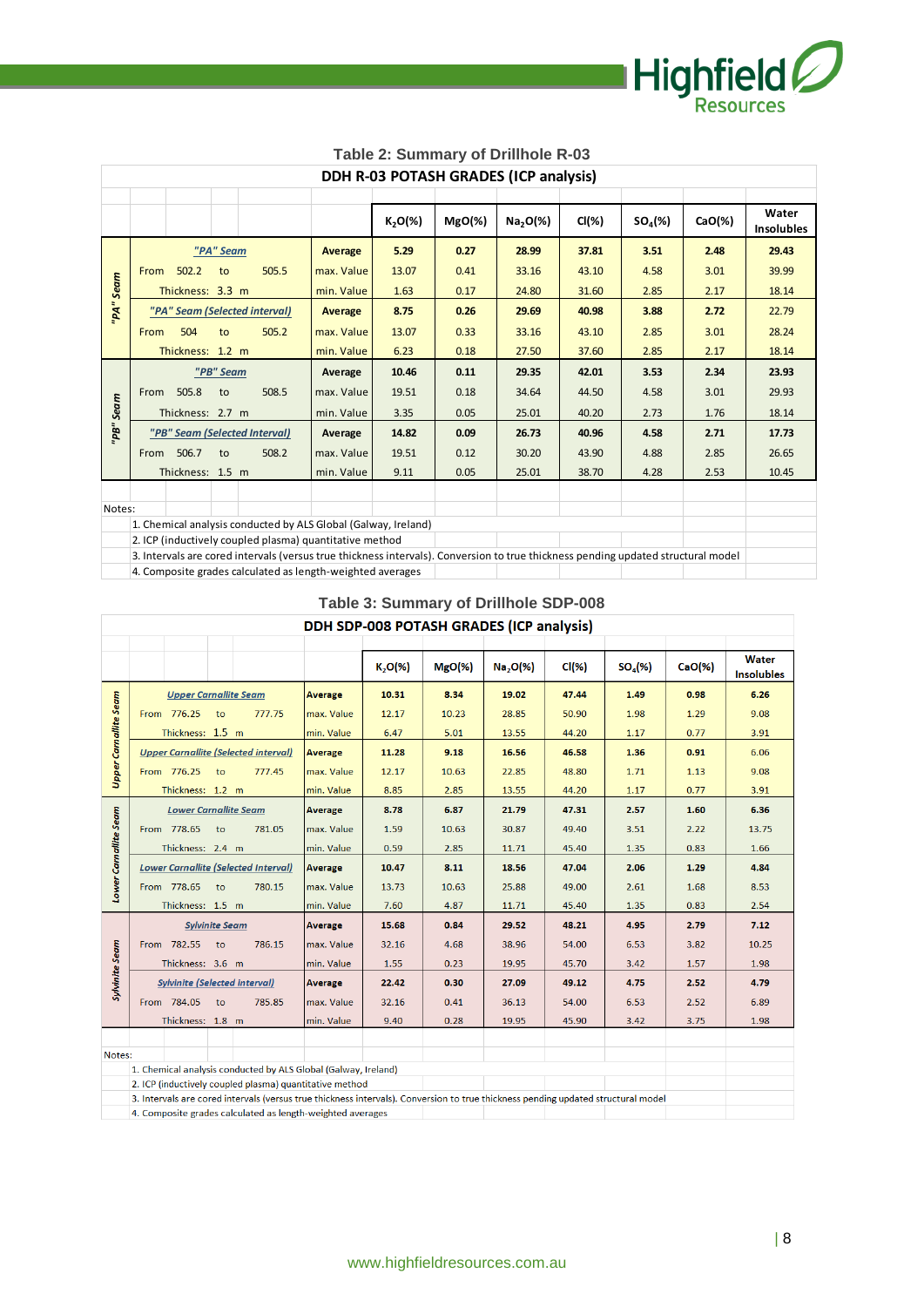### Table 2: Summary of Drillhole R-03

| DDH R-03 POTASH GRADES (ICP analysis) | | | $K_2O$(%) | MgO(%) | $Na_2O$(%) | Cl(%) | $SO_4$(%) | CaO(%) | Water Insolubles |
|---|---|---|---|---|---|---|---|---|---|
| "PA" Seam | *"PA" Seam* | Average | 5.29 | 0.27 | 28.99 | 37.81 | 3.51 | 2.48 | 29.43 |
| | From 502.2 to 505.5 | max. Value | 13.07 | 0.41 | 33.16 | 43.10 | 4.58 | 3.01 | 39.99 |
| | Thickness: 3.3 m | min. Value | 1.63 | 0.17 | 24.80 | 31.60 | 2.85 | 2.17 | 18.14 |
| | *"PA" Seam (Selected interval)* | Average | 8.75 | 0.26 | 29.69 | 40.98 | 3.88 | 2.72 | 22.79 |
| | From 504 to 505.2 | max. Value | 13.07 | 0.33 | 33.16 | 43.10 | 2.85 | 3.01 | 28.24 |
| | Thickness: 1.2 m | min. Value | 6.23 | 0.18 | 27.50 | 37.60 | 2.85 | 2.17 | 18.14 |
| "PB" Seam | *"PB" Seam* | Average | 10.46 | 0.11 | 29.35 | 42.01 | 3.53 | 2.34 | 23.93 |
| | From 505.8 to 508.5 | max. Value | 19.51 | 0.18 | 34.64 | 44.50 | 4.58 | 3.01 | 29.93 |
| | Thickness: 2.7 m | min. Value | 3.35 | 0.05 | 25.01 | 40.20 | 2.73 | 1.76 | 18.14 |
| | *"PB" Seam (Selected Interval)* | Average | 14.82 | 0.09 | 26.73 | 40.96 | 4.58 | 2.71 | 17.73 |
| | From 506.7 to 508.2 | max. Value | 19.51 | 0.12 | 30.20 | 43.90 | 4.88 | 2.85 | 26.65 |
| | Thickness: 1.5 m | min. Value | 9.11 | 0.05 | 25.01 | 38.70 | 4.28 | 2.53 | 10.45 |

Notes:
1. Chemical analysis conducted by ALS Global (Galway, Ireland)
2. ICP (inductively coupled plasma) quantitative method
3. Intervals are cored intervals (versus true thickness intervals). Conversion to true thickness pending updated structural model
4. Composite grades calculated as length-weighted averages

### Table 3: Summary of Drillhole SDP-008

| DDH SDP-008 POTASH GRADES (ICP analysis) | | | $K_2O$(%) | MgO(%) | $Na_2O$(%) | Cl(%) | $SO_4$(%) | CaO(%) | Water Insolubles |
|---|---|---|---|---|---|---|---|---|---|
| Upper Carnallite Seam | *Upper Carnallite Seam* | Average | 10.31 | 8.34 | 19.02 | 47.44 | 1.49 | 0.98 | 6.26 |
| | From 776.25 to 777.75 | max. Value | 12.17 | 10.23 | 28.85 | 50.90 | 1.98 | 1.29 | 9.08 |
| | Thickness: 1.5 m | min. Value | 6.47 | 5.01 | 13.55 | 44.20 | 1.17 | 0.77 | 3.91 |
| | *Upper Carnallite (Selected interval)* | Average | 11.28 | 9.18 | 16.56 | 46.58 | 1.36 | 0.91 | 6.06 |
| | From 776.25 to 777.45 | max. Value | 12.17 | 10.63 | 22.85 | 48.80 | 1.71 | 1.13 | 9.08 |
| | Thickness: 1.2 m | min. Value | 8.85 | 2.85 | 13.55 | 44.20 | 1.17 | 0.77 | 3.91 |
| Lower Carnallite Seam | *Lower Carnallite Seam* | Average | 8.78 | 6.87 | 21.79 | 47.31 | 2.57 | 1.60 | 6.36 |
| | From 778.65 to 781.05 | max. Value | 1.59 | 10.63 | 30.87 | 49.40 | 3.51 | 2.22 | 13.75 |
| | Thickness: 2.4 m | min. Value | 0.59 | 2.85 | 11.71 | 45.40 | 1.35 | 0.83 | 1.66 |
| | *Lower Carnallite (Selected Interval)* | Average | 10.47 | 8.11 | 18.56 | 47.04 | 2.06 | 1.29 | 4.84 |
| | From 778.65 to 780.15 | max. Value | 13.73 | 10.63 | 25.88 | 49.00 | 2.61 | 1.68 | 8.53 |
| | Thickness: 1.5 m | min. Value | 7.60 | 4.87 | 11.71 | 45.40 | 1.35 | 0.83 | 2.54 |
| Sylvinite Seam | *Sylvinite Seam* | Average | 15.68 | 0.84 | 29.52 | 48.21 | 4.95 | 2.79 | 7.12 |
| | From 782.55 to 786.15 | max. Value | 32.16 | 4.68 | 38.96 | 54.00 | 6.53 | 3.82 | 10.25 |
| | Thickness: 3.6 m | min. Value | 1.55 | 0.23 | 19.95 | 45.70 | 3.42 | 1.57 | 1.98 |
| | *Sylvinite (Selected interval)* | Average | 22.42 | 0.30 | 27.09 | 49.12 | 4.75 | 2.52 | 4.79 |
| | From 784.05 to 785.85 | max. Value | 32.16 | 0.41 | 36.13 | 54.00 | 6.53 | 2.52 | 6.89 |
| | Thickness: 1.8 m | min. Value | 9.40 | 0.28 | 19.95 | 45.90 | 3.42 | 3.75 | 1.98 |

Notes:
1. Chemical analysis conducted by ALS Global (Galway, Ireland)
2. ICP (inductively coupled plasma) quantitative method
3. Intervals are cored intervals (versus true thickness intervals). Conversion to true thickness pending updated structural model
4. Composite grades calculated as length-weighted averages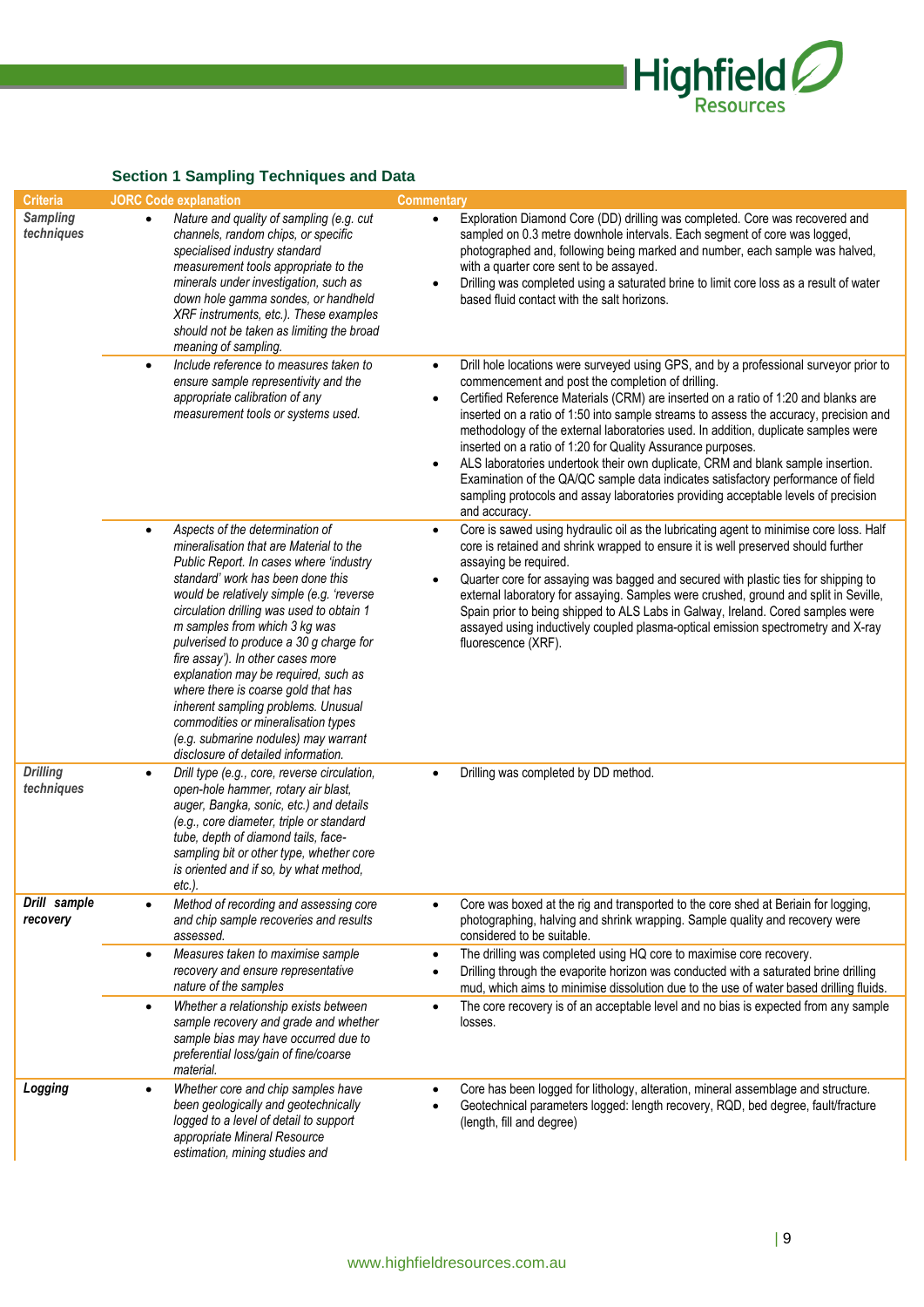### Section 1 Sampling Techniques and Data

| Criteria | JORC Code explanation | Commentary |
|---|---|---|
| ***Sampling techniques*** | • *Nature and quality of sampling (e.g. cut channels, random chips, or specific specialised industry standard measurement tools appropriate to the minerals under investigation, such as down hole gamma sondes, or handheld XRF instruments, etc.). These examples should not be taken as limiting the broad meaning of sampling.* | • Exploration Diamond Core (DD) drilling was completed. Core was recovered and sampled on 0.3 metre downhole intervals. Each segment of core was logged, photographed and, following being marked and number, each sample was halved, with a quarter core sent to be assayed.<br>• Drilling was completed using a saturated brine to limit core loss as a result of water based fluid contact with the salt horizons. |
| | • *Include reference to measures taken to ensure sample representivity and the appropriate calibration of any measurement tools or systems used.* | • Drill hole locations were surveyed using GPS, and by a professional surveyor prior to commencement and post the completion of drilling.<br>• Certified Reference Materials (CRM) are inserted on a ratio of 1:20 and blanks are inserted on a ratio of 1:50 into sample streams to assess the accuracy, precision and methodology of the external laboratories used. In addition, duplicate samples were inserted on a ratio of 1:20 for Quality Assurance purposes.<br>• ALS laboratories undertook their own duplicate, CRM and blank sample insertion. Examination of the QA/QC sample data indicates satisfactory performance of field sampling protocols and assay laboratories providing acceptable levels of precision and accuracy. |
| | • *Aspects of the determination of mineralisation that are Material to the Public Report. In cases where 'industry standard' work has been done this would be relatively simple (e.g. 'reverse circulation drilling was used to obtain 1 m samples from which 3 kg was pulverised to produce a 30 g charge for fire assay'). In other cases more explanation may be required, such as where there is coarse gold that has inherent sampling problems. Unusual commodities or mineralisation types (e.g. submarine nodules) may warrant disclosure of detailed information.* | • Core is sawed using hydraulic oil as the lubricating agent to minimise core loss. Half core is retained and shrink wrapped to ensure it is well preserved should further assaying be required.<br>• Quarter core for assaying was bagged and secured with plastic ties for shipping to external laboratory for assaying. Samples were crushed, ground and split in Seville, Spain prior to being shipped to ALS Labs in Galway, Ireland. Cored samples were assayed using inductively coupled plasma-optical emission spectrometry and X-ray fluorescence (XRF). |
| ***Drilling techniques*** | • *Drill type (e.g., core, reverse circulation, open-hole hammer, rotary air blast, auger, Bangka, sonic, etc.) and details (e.g. core diameter, triple or standard tube, depth of diamond tails, face-sampling bit or other type, whether core is oriented and if so, by what method, etc.).* | • Drilling was completed by DD method. |
| ***Drill sample recovery*** | • *Method of recording and assessing core and chip sample recoveries and results assessed.* | • Core was boxed at the rig and transported to the core shed at Beriain for logging, photographing, halving and shrink wrapping. Sample quality and recovery were considered to be suitable. |
| | • *Measures taken to maximise sample recovery and ensure representative nature of the samples* | • The drilling was completed using HQ core to maximise core recovery.<br>• Drilling through the evaporite horizon was conducted with a saturated brine drilling mud, which aims to minimise dissolution due to the use of water based drilling fluids. |
| | • *Whether a relationship exists between sample recovery and grade and whether sample bias may have occurred due to preferential loss/gain of fine/coarse material.* | • The core recovery is of an acceptable level and no bias is expected from any sample losses. |
| ***Logging*** | • *Whether core and chip samples have been geologically and geotechnically logged to a level of detail to support appropriate Mineral Resource estimation, mining studies and* | • Core has been logged for lithology, alteration, mineral assemblage and structure.<br>• Geotechnical parameters logged: length recovery, RQD, bed degree, fault/fracture (length, fill and degree) |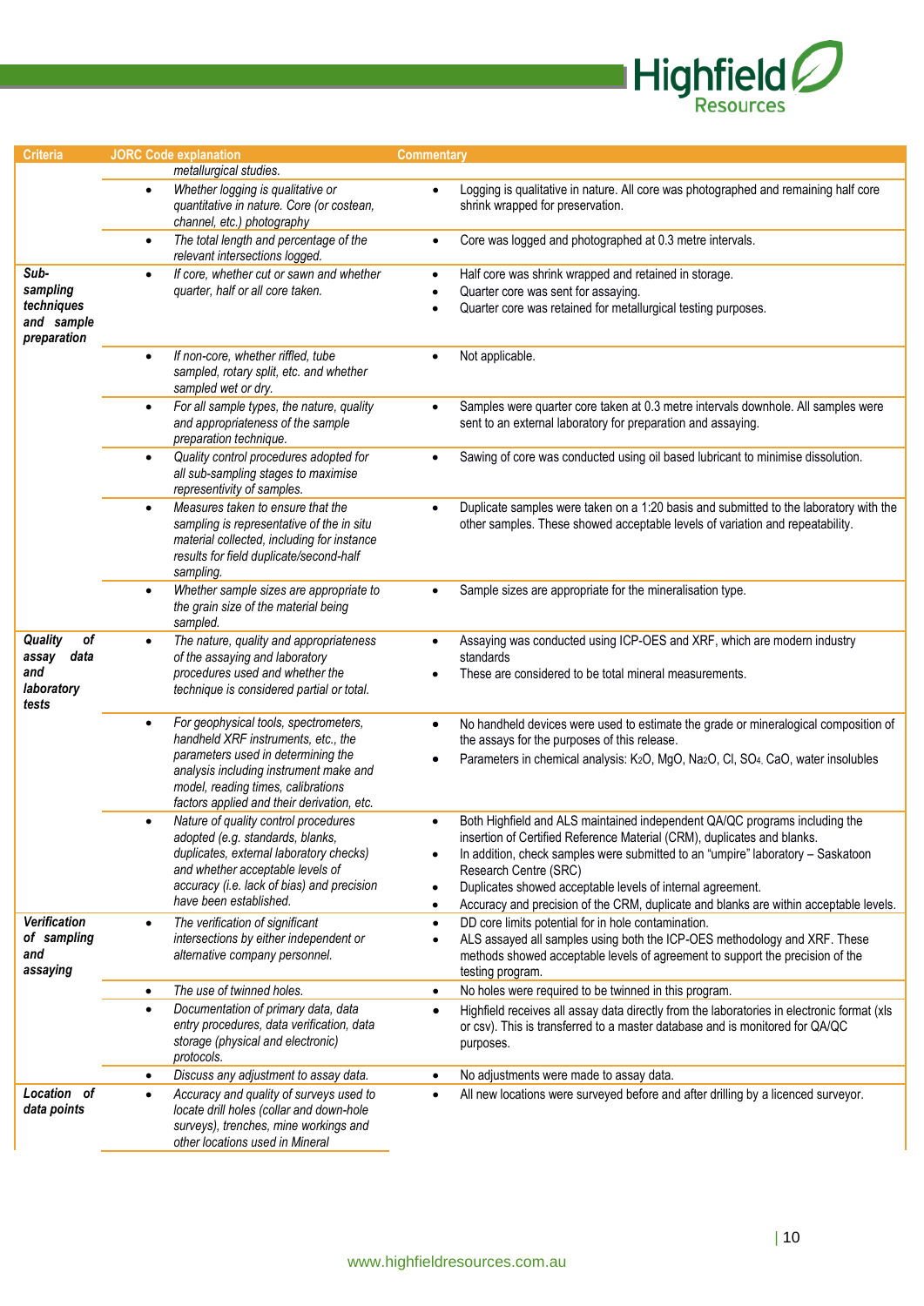| Criteria | JORC Code explanation | Commentary |
|---|---|---|
| | *metallurgical studies.* | |
| | • *Whether logging is qualitative or quantitative in nature. Core (or costean, channel, etc.) photography* | • Logging is qualitative in nature. All core was photographed and remaining half core shrink wrapped for preservation. |
| | • *The total length and percentage of the relevant intersections logged.* | • Core was logged and photographed at 0.3 metre intervals. |
| ***Sub-sampling techniques and sample preparation*** | • *If core, whether cut or sawn and whether quarter, half or all core taken.* | • Half core was shrink wrapped and retained in storage. <br> • Quarter core was sent for assaying. <br> • Quarter core was retained for metallurgical testing purposes. |
| | • *If non-core, whether riffled, tube sampled, rotary split, etc. and whether sampled wet or dry.* | • Not applicable. |
| | • *For all sample types, the nature, quality and appropriateness of the sample preparation technique.* | • Samples were quarter core taken at 0.3 metre intervals downhole. All samples were sent to an external laboratory for preparation and assaying. |
| | • *Quality control procedures adopted for all sub-sampling stages to maximise representivity of samples.* | • Sawing of core was conducted using oil based lubricant to minimise dissolution. |
| | • *Measures taken to ensure that the sampling is representative of the in situ material collected, including for instance results for field duplicate/second-half sampling.* | • Duplicate samples were taken on a 1:20 basis and submitted to the laboratory with the other samples. These showed acceptable levels of variation and repeatability. |
| | • *Whether sample sizes are appropriate to the grain size of the material being sampled.* | • Sample sizes are appropriate for the mineralisation type. |
| ***Quality of assay data and laboratory tests*** | • *The nature, quality and appropriateness of the assaying and laboratory procedures used and whether the technique is considered partial or total.* | • Assaying was conducted using ICP-OES and XRF, which are modern industry standards <br> • These are considered to be total mineral measurements. |
| | • *For geophysical tools, spectrometers, handheld XRF instruments, etc., the parameters used in determining the analysis including instrument make and model, reading times, calibrations factors applied and their derivation, etc.* | • No handheld devices were used to estimate the grade or mineralogical composition of the assays for the purposes of this release. <br> • Parameters in chemical analysis: $K_2O$, MgO, $Na_2O$, Cl, $SO_4$, CaO, water insolubles |
| | • *Nature of quality control procedures adopted (e.g. standards, blanks, duplicates, external laboratory checks) and whether acceptable levels of accuracy (i.e. lack of bias) and precision have been established.* | • Both Highfield and ALS maintained independent QA/QC programs including the insertion of Certified Reference Material (CRM), duplicates and blanks. <br> • In addition, check samples were submitted to an "umpire" laboratory – Saskatoon Research Centre (SRC) <br> • Duplicates showed acceptable levels of internal agreement. <br> • Accuracy and precision of the CRM, duplicate and blanks are within acceptable levels. |
| ***Verification of sampling and assaying*** | • *The verification of significant intersections by either independent or alternative company personnel.* | • DD core limits potential for in hole contamination. <br> • ALS assayed all samples using both the ICP-OES methodology and XRF. These methods showed acceptable levels of agreement to support the precision of the testing program. |
| | • *The use of twinned holes.* | • No holes were required to be twinned in this program. |
| | • *Documentation of primary data, data entry procedures, data verification, data storage (physical and electronic) protocols.* | • Highfield receives all assay data directly from the laboratories in electronic format (xls or csv). This is transferred to a master database and is monitored for QA/QC purposes. |
| | • *Discuss any adjustment to assay data.* | • No adjustments were made to assay data. |
| ***Location of data points*** | • *Accuracy and quality of surveys used to locate drill holes (collar and down-hole surveys), trenches, mine workings and other locations used in Mineral* | • All new locations were surveyed before and after drilling by a licenced surveyor. |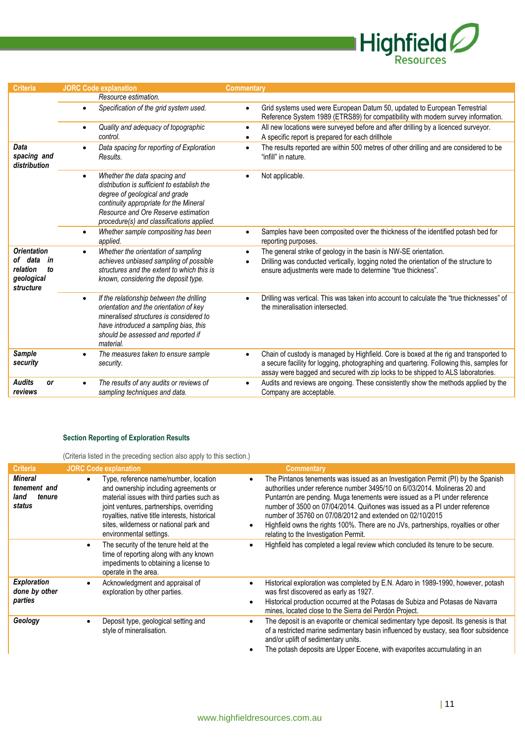| Criteria | JORC Code explanation | Commentary |
|---|---|---|
| | *Resource estimation.* | |
| | • *Specification of the grid system used.* | • Grid systems used were European Datum 50, updated to European Terrestrial Reference System 1989 (ETRS89) for compatibility with modern survey information. |
| | • *Quality and adequacy of topographic control.* | • All new locations were surveyed before and after drilling by a licenced surveyor. • A specific report is prepared for each drillhole |
| ***Data spacing and distribution*** | • *Data spacing for reporting of Exploration Results.* | • The results reported are within 500 metres of other drilling and are considered to be "infill" in nature. |
| | • *Whether the data spacing and distribution is sufficient to establish the degree of geological and grade continuity appropriate for the Mineral Resource and Ore Reserve estimation procedure(s) and classifications applied.* | • Not applicable. |
| | • *Whether sample compositing has been applied.* | • Samples have been composited over the thickness of the identified potash bed for reporting purposes. |
| ***Orientation of data in relation to geological structure*** | • *Whether the orientation of sampling achieves unbiased sampling of possible structures and the extent to which this is known, considering the deposit type.* | • The general strike of geology in the basin is NW-SE orientation. • Drilling was conducted vertically, logging noted the orientation of the structure to ensure adjustments were made to determine "true thickness". |
| | • *If the relationship between the drilling orientation and the orientation of key mineralised structures is considered to have introduced a sampling bias, this should be assessed and reported if material.* | • Drilling was vertical. This was taken into account to calculate the "true thicknesses" of the mineralisation intersected. |
| ***Sample security*** | • *The measures taken to ensure sample security.* | • Chain of custody is managed by Highfield. Core is boxed at the rig and transported to a secure facility for logging, photographing and quartering. Following this, samples for assay were bagged and secured with zip locks to be shipped to ALS laboratories. |
| ***Audits or reviews*** | • *The results of any audits or reviews of sampling techniques and data.* | • Audits and reviews are ongoing. These consistently show the methods applied by the Company are acceptable. |

**Section Reporting of Exploration Results**

(Criteria listed in the preceding section also apply to this section.)

| Criteria | JORC Code explanation | Commentary |
|---|---|---|
| ***Mineral tenement and land tenure status*** | • Type, reference name/number, location and ownership including agreements or material issues with third parties such as joint ventures, partnerships, overriding royalties, native title interests, historical sites, wilderness or national park and environmental settings. | • The Pintanos tenements was issued as an Investigation Permit (PI) by the Spanish authorities under reference number 3495/10 on 6/03/2014. Molineras 20 and Puntarrón are pending. Muga tenements were issued as a PI under reference number of 3500 on 07/04/2014. Quiñones was issued as a PI under reference number of 35760 on 07/08/2012 and extended on 02/10/2015 • Highfield owns the rights 100%. There are no JVs, partnerships, royalties or other relating to the Investigation Permit. |
| | • The security of the tenure held at the time of reporting along with any known impediments to obtaining a license to operate in the area. | • Highfield has completed a legal review which concluded its tenure to be secure. |
| ***Exploration done by other parties*** | • Acknowledgment and appraisal of exploration by other parties. | • Historical exploration was completed by E.N. Adaro in 1989-1990, however, potash was first discovered as early as 1927. • Historical production occurred at the Potasas de Subiza and Potasas de Navarra mines, located close to the Sierra del Perdón Project. |
| ***Geology*** | • Deposit type, geological setting and style of mineralisation. | • The deposit is an evaporite or chemical sedimentary type deposit. Its genesis is that of a restricted marine sedimentary basin influenced by eustacy, sea floor subsidence and/or uplift of sedimentary units. • The potash deposits are Upper Eocene, with evaporites accumulating in an |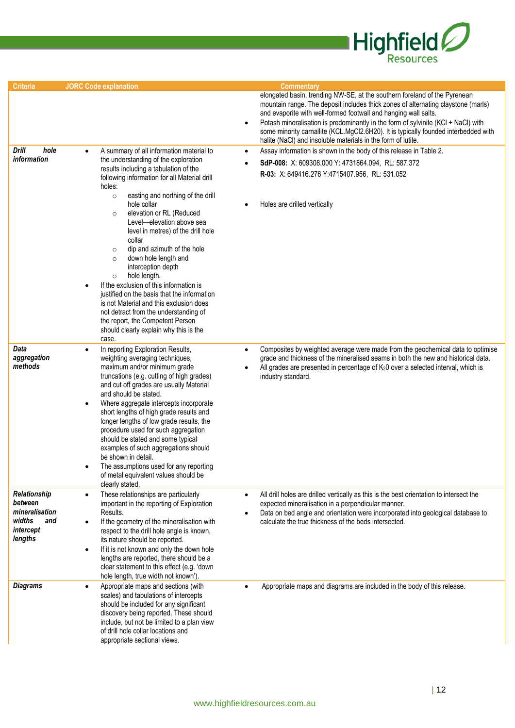| Criteria | JORC Code explanation | Commentary |
|---|---|---|
| | | elongated basin, trending NW-SE, at the southern foreland of the Pyrenean mountain range. The deposit includes thick zones of alternating claystone (marls) and evaporite with well-formed footwall and hanging wall salts.<br>• Potash mineralisation is predominantly in the form of sylvinite (KCl + NaCl) with some minority carnallite (KCL.MgCl2.6H20). It is typically founded interbedded with halite (NaCl) and insoluble materials in the form of lutite. |
| ***Drill hole information*** | • A summary of all information material to the understanding of the exploration results including a tabulation of the following information for all Material drill holes:<br>○ easting and northing of the drill hole collar<br>○ elevation or RL (Reduced Level—elevation above sea level in metres) of the drill hole collar<br>○ dip and azimuth of the hole<br>○ down hole length and interception depth<br>○ hole length.<br>• If the exclusion of this information is justified on the basis that the information is not Material and this exclusion does not detract from the understanding of the report, the Competent Person should clearly explain why this is the case. | • Assay information is shown in the body of this release in Table 2.<br>• **SdP-008:** X: 609308.000 Y: 4731864.094, RL: 587.372<br>**R-03:** X: 649416.276 Y:4715407.956, RL: 531.052<br>• Holes are drilled vertically |
| ***Data aggregation methods*** | • In reporting Exploration Results, weighting averaging techniques, maximum and/or minimum grade truncations (e.g. cutting of high grades) and cut off grades are usually Material and should be stated.<br>• Where aggregate intercepts incorporate short lengths of high grade results and longer lengths of low grade results, the procedure used for such aggregation should be stated and some typical examples of such aggregations should be shown in detail.<br>• The assumptions used for any reporting of metal equivalent values should be clearly stated. | • Composites by weighted average were made from the geochemical data to optimise grade and thickness of the mineralised seams in both the new and historical data.<br>• All grades are presented in percentage of $K_20$ over a selected interval, which is industry standard. |
| ***Relationship between mineralisation widths and intercept lengths*** | • These relationships are particularly important in the reporting of Exploration Results.<br>• If the geometry of the mineralisation with respect to the drill hole angle is known, its nature should be reported.<br>• If it is not known and only the down hole lengths are reported, there should be a clear statement to this effect (e.g. 'down hole length, true width not known'). | • All drill holes are drilled vertically as this is the best orientation to intersect the expected mineralisation in a perpendicular manner.<br>• Data on bed angle and orientation were incorporated into geological database to calculate the true thickness of the beds intersected. |
| ***Diagrams*** | • Appropriate maps and sections (with scales) and tabulations of intercepts should be included for any significant discovery being reported. These should include, but not be limited to a plan view of drill hole collar locations and appropriate sectional views. | • Appropriate maps and diagrams are included in the body of this release. |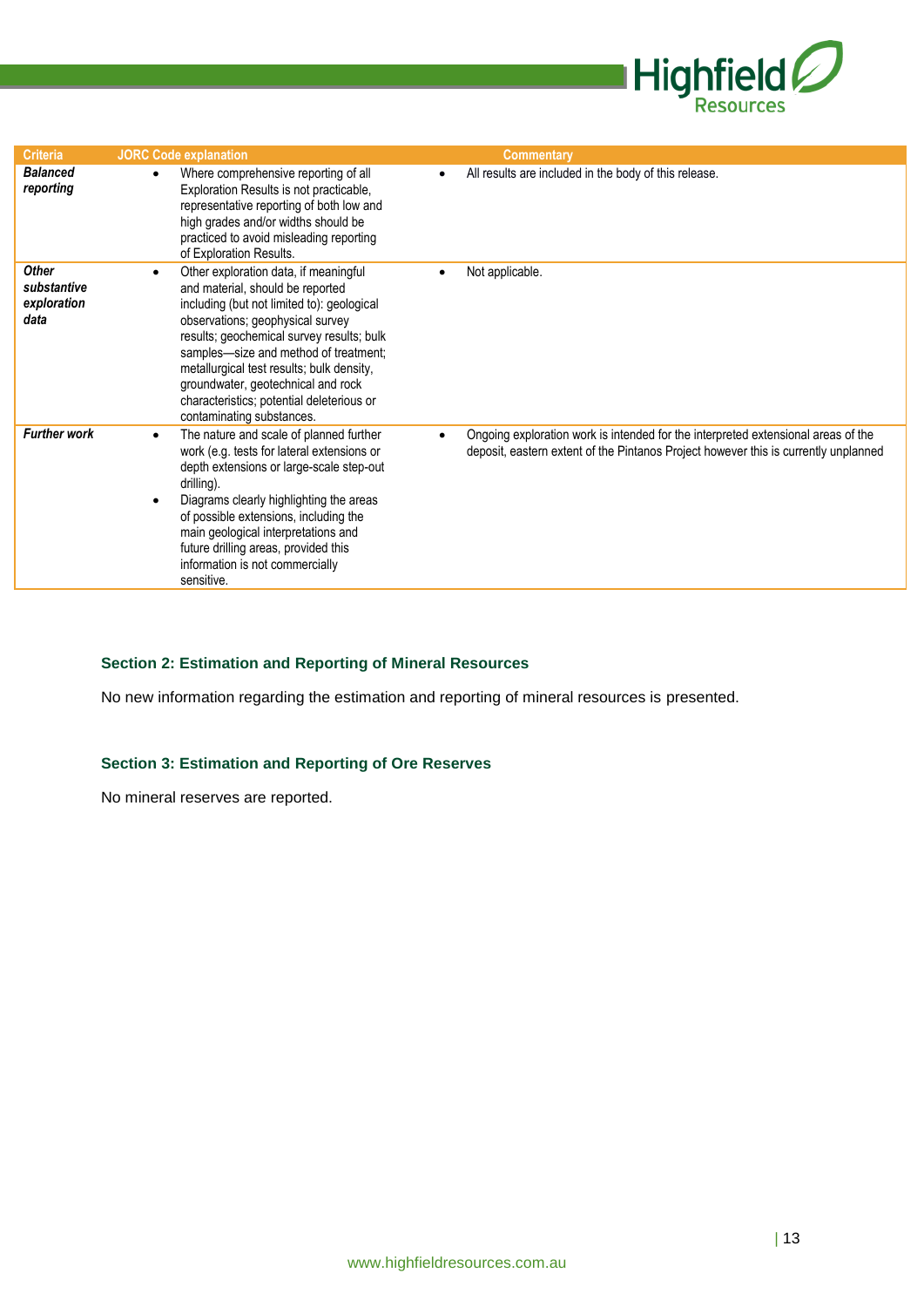| Criteria | JORC Code explanation | Commentary |
|---|---|---|
| ***Balanced reporting*** | • Where comprehensive reporting of all Exploration Results is not practicable, representative reporting of both low and high grades and/or widths should be practiced to avoid misleading reporting of Exploration Results. | • All results are included in the body of this release. |
| ***Other substantive exploration data*** | • Other exploration data, if meaningful and material, should be reported including (but not limited to): geological observations; geophysical survey results; geochemical survey results; bulk samples—size and method of treatment; metallurgical test results; bulk density, groundwater, geotechnical and rock characteristics; potential deleterious or contaminating substances. | • Not applicable. |
| ***Further work*** | • The nature and scale of planned further work (e.g. tests for lateral extensions or depth extensions or large-scale step-out drilling).<br>• Diagrams clearly highlighting the areas of possible extensions, including the main geological interpretations and future drilling areas, provided this information is not commercially sensitive. | • Ongoing exploration work is intended for the interpreted extensional areas of the deposit, eastern extent of the Pintanos Project however this is currently unplanned |

### Section 2: Estimation and Reporting of Mineral Resources

No new information regarding the estimation and reporting of mineral resources is presented.

### Section 3: Estimation and Reporting of Ore Reserves

No mineral reserves are reported.